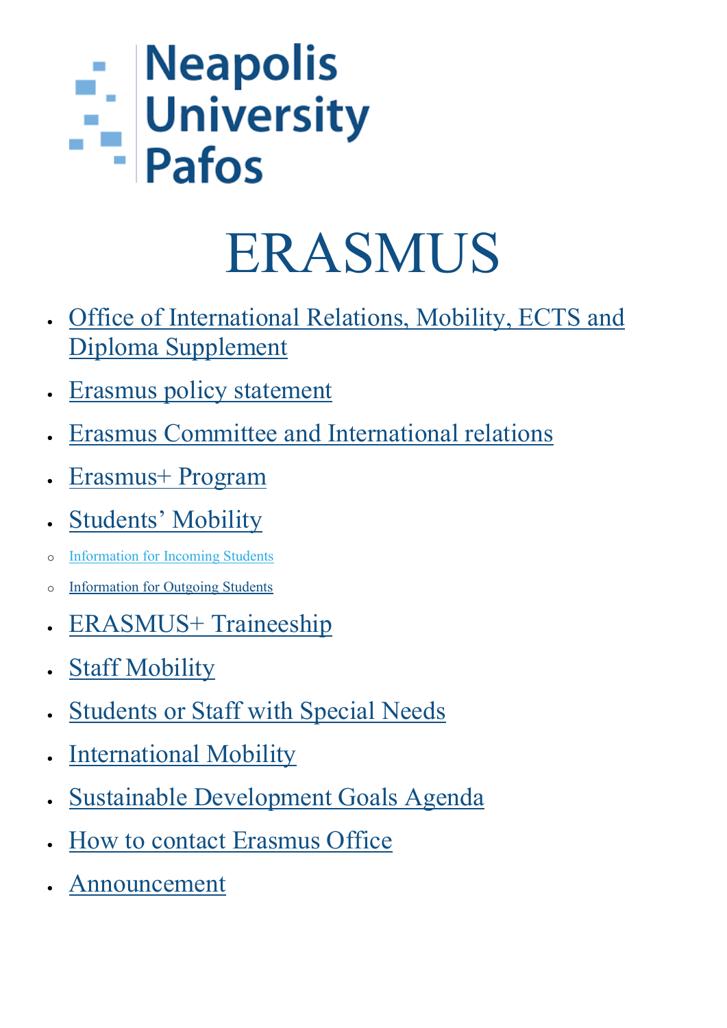Neapolis University Pafos

# ERASMUS

- Office of International Relations, Mobility, ECTS and Diploma Supplement
- Erasmus policy statement
- Erasmus Committee and International relations
- Erasmus+ Program
- Students' Mobility
  - Information for Incoming Students
  - Information for Outgoing Students
- ERASMUS+ Traineeship
- Staff Mobility
- Students or Staff with Special Needs
- International Mobility
- Sustainable Development Goals Agenda
- How to contact Erasmus Office
- Announcement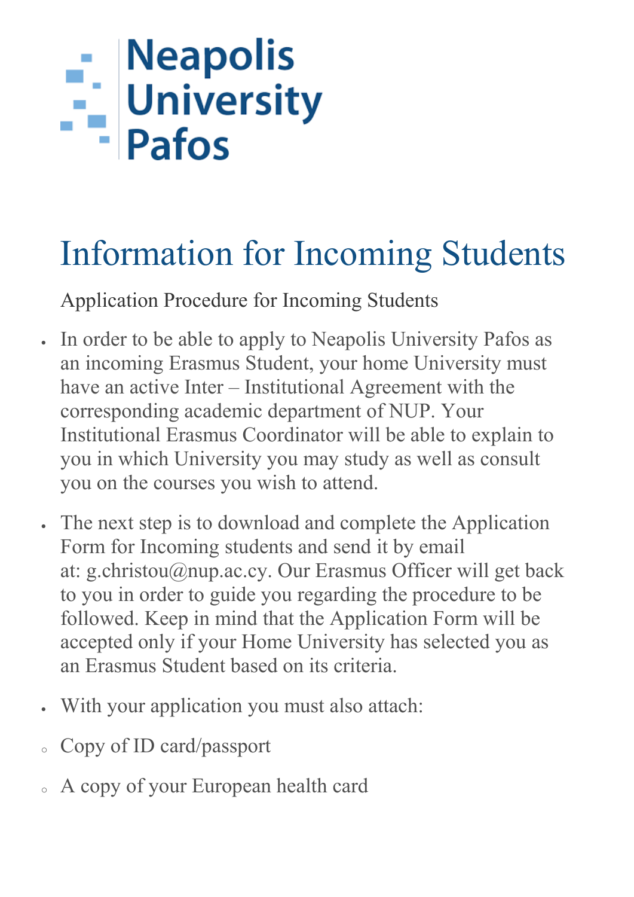Neapolis University Pafos

# Information for Incoming Students

Application Procedure for Incoming Students

- In order to be able to apply to Neapolis University Pafos as an incoming Erasmus Student, your home University must have an active Inter – Institutional Agreement with the corresponding academic department of NUP. Your Institutional Erasmus Coordinator will be able to explain to you in which University you may study as well as consult you on the courses you wish to attend.
- The next step is to download and complete the Application Form for Incoming students and send it by email at: g.christou@nup.ac.cy. Our Erasmus Officer will get back to you in order to guide you regarding the procedure to be followed. Keep in mind that the Application Form will be accepted only if your Home University has selected you as an Erasmus Student based on its criteria.
- With your application you must also attach:
  - Copy of ID card/passport
  - A copy of your European health card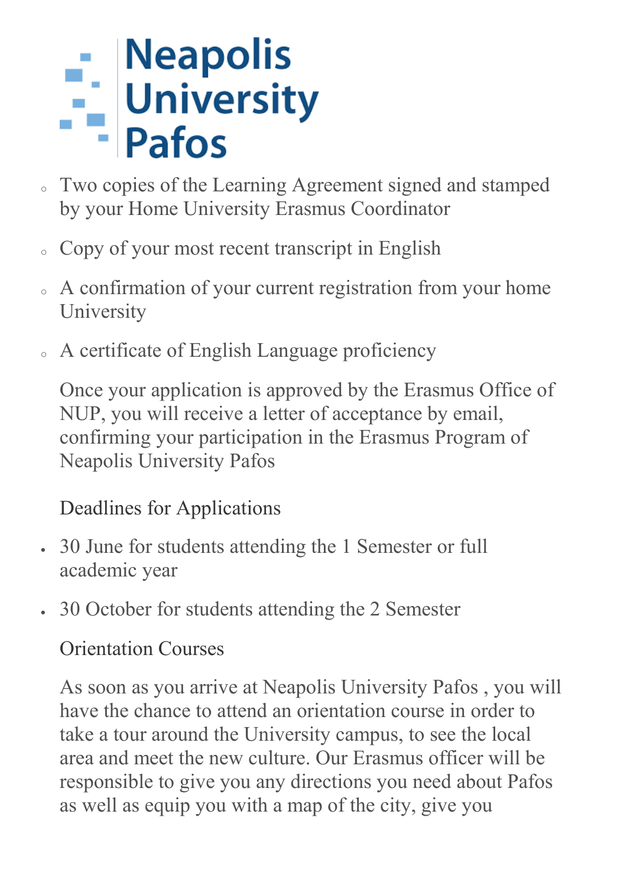# Neapolis University Pafos

- Two copies of the Learning Agreement signed and stamped by your Home University Erasmus Coordinator
- Copy of your most recent transcript in English
- A confirmation of your current registration from your home University
- A certificate of English Language proficiency

Once your application is approved by the Erasmus Office of NUP, you will receive a letter of acceptance by email, confirming your participation in the Erasmus Program of Neapolis University Pafos

## Deadlines for Applications

- 30 June for students attending the 1 Semester or full academic year
- 30 October for students attending the 2 Semester

## Orientation Courses

As soon as you arrive at Neapolis University Pafos , you will have the chance to attend an orientation course in order to take a tour around the University campus, to see the local area and meet the new culture. Our Erasmus officer will be responsible to give you any directions you need about Pafos as well as equip you with a map of the city, give you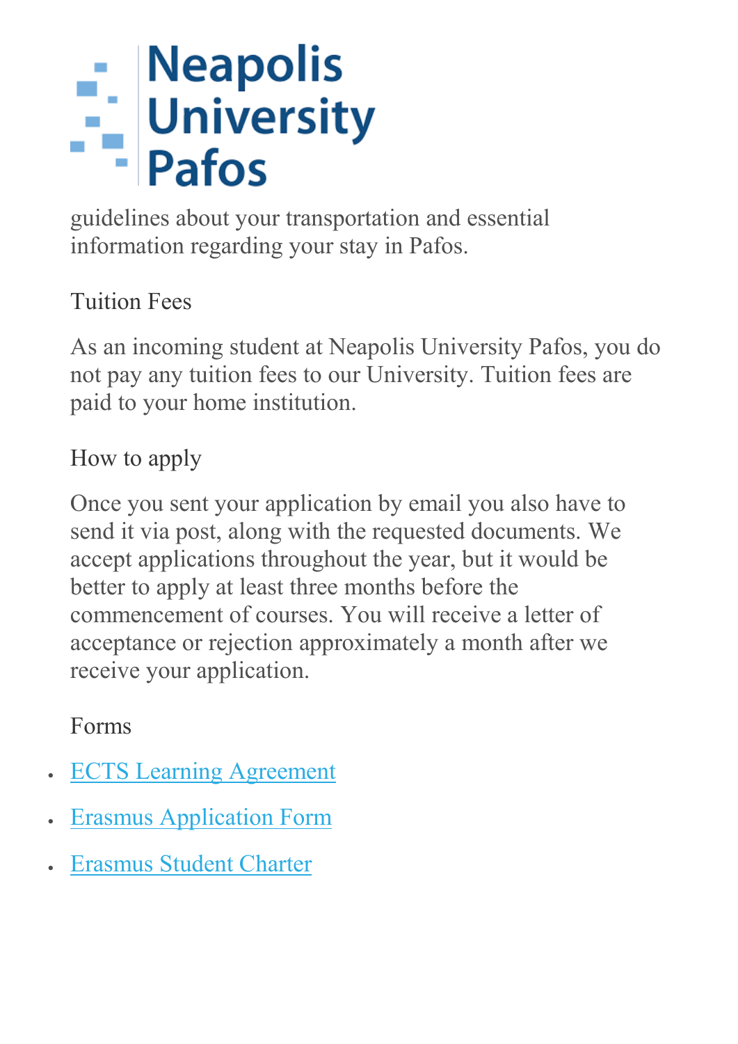guidelines about your transportation and essential information regarding your stay in Pafos.

## Tuition Fees

As an incoming student at Neapolis University Pafos, you do not pay any tuition fees to our University. Tuition fees are paid to your home institution.

## How to apply

Once you sent your application by email you also have to send it via post, along with the requested documents. We accept applications throughout the year, but it would be better to apply at least three months before the commencement of courses. You will receive a letter of acceptance or rejection approximately a month after we receive your application.

## Forms

- ECTS Learning Agreement
- Erasmus Application Form
- Erasmus Student Charter